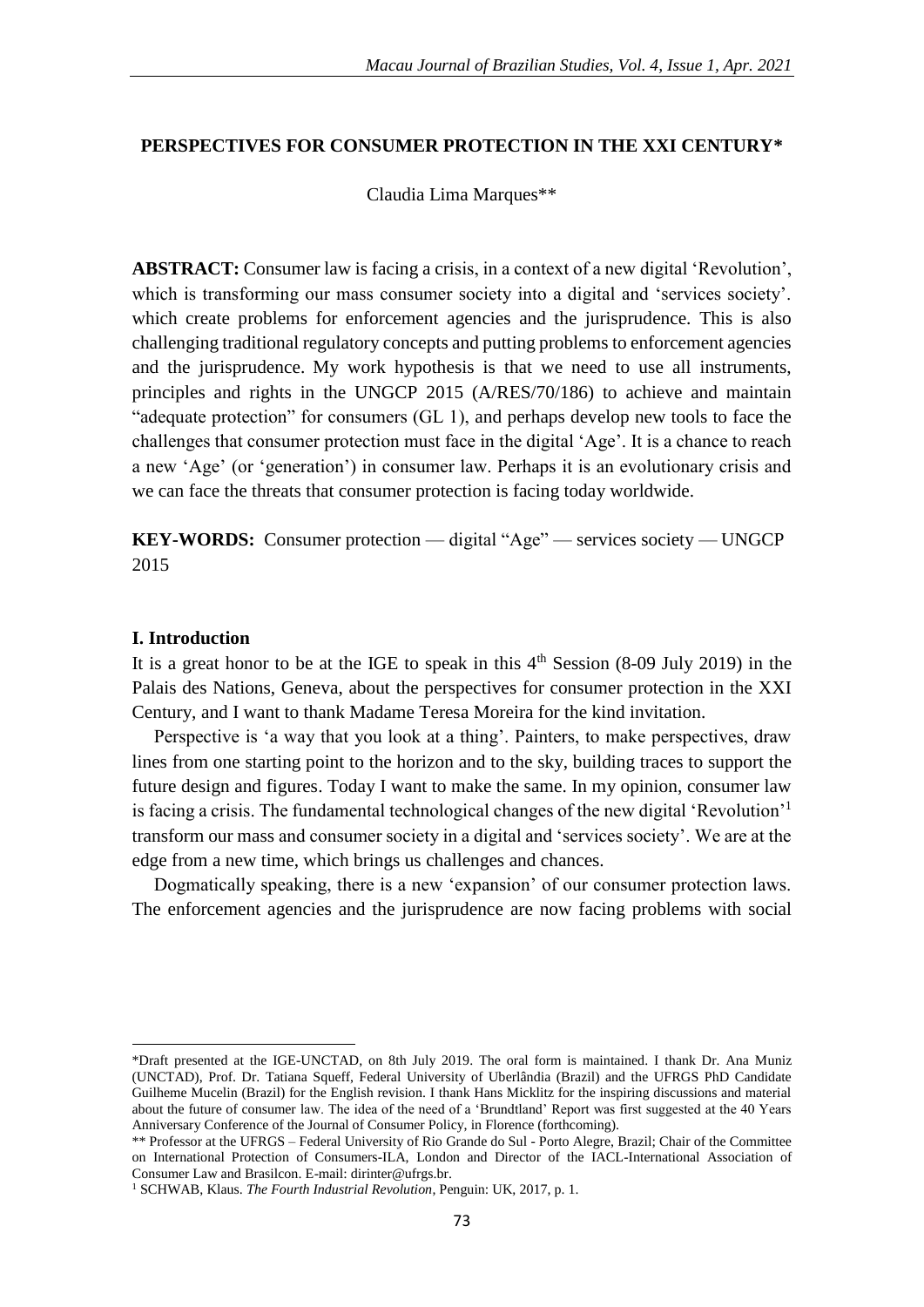**PERSPECTIVES FOR CONSUMER PROTECTION IN THE XXI CENTURY***

Claudia Lima Marques**

**ABSTRACT:** Consumer law is facing a crisis, in a context of a new digital 'Revolution', which is transforming our mass consumer society into a digital and 'services society'. which create problems for enforcement agencies and the jurisprudence. This is also challenging traditional regulatory concepts and putting problems to enforcement agencies and the jurisprudence. My work hypothesis is that we need to use all instruments, principles and rights in the UNGCP 2015 (A/RES/70/186) to achieve and maintain "adequate protection" for consumers (GL 1), and perhaps develop new tools to face the challenges that consumer protection must face in the digital 'Age'. It is a chance to reach a new 'Age' (or 'generation') in consumer law. Perhaps it is an evolutionary crisis and we can face the threats that consumer protection is facing today worldwide.

**KEY-WORDS:** Consumer protection — digital "Age" — services society — UNGCP 2015

## I. Introduction

It is a great honor to be at the IGE to speak in this 4th Session (8-09 July 2019) in the Palais des Nations, Geneva, about the perspectives for consumer protection in the XXI Century, and I want to thank Madame Teresa Moreira for the kind invitation.

Perspective is 'a way that you look at a thing'. Painters, to make perspectives, draw lines from one starting point to the horizon and to the sky, building traces to support the future design and figures. Today I want to make the same. In my opinion, consumer law is facing a crisis. The fundamental technological changes of the new digital 'Revolution'[1] transform our mass and consumer society in a digital and 'services society'. We are at the edge from a new time, which brings us challenges and chances.

Dogmatically speaking, there is a new 'expansion' of our consumer protection laws. The enforcement agencies and the jurisprudence are now facing problems with social

---

*Draft presented at the IGE-UNCTAD, on 8th July 2019. The oral form is maintained. I thank Dr. Ana Muniz (UNCTAD), Prof. Dr. Tatiana Squeff, Federal University of Uberlândia (Brazil) and the UFRGS PhD Candidate Guilheme Mucelin (Brazil) for the English revision. I thank Hans Micklitz for the inspiring discussions and material about the future of consumer law. The idea of the need of a 'Brundtland' Report was first suggested at the 40 Years Anniversary Conference of the Journal of Consumer Policy, in Florence (forthcoming).

** Professor at the UFRGS – Federal University of Rio Grande do Sul - Porto Alegre, Brazil; Chair of the Committee on International Protection of Consumers-ILA, London and Director of the IACL-International Association of Consumer Law and Brasilcon. E-mail: dirinter@ufrgs.br.

[1] SCHWAB, Klaus. *The Fourth Industrial Revolution*, Penguin: UK, 2017, p. 1.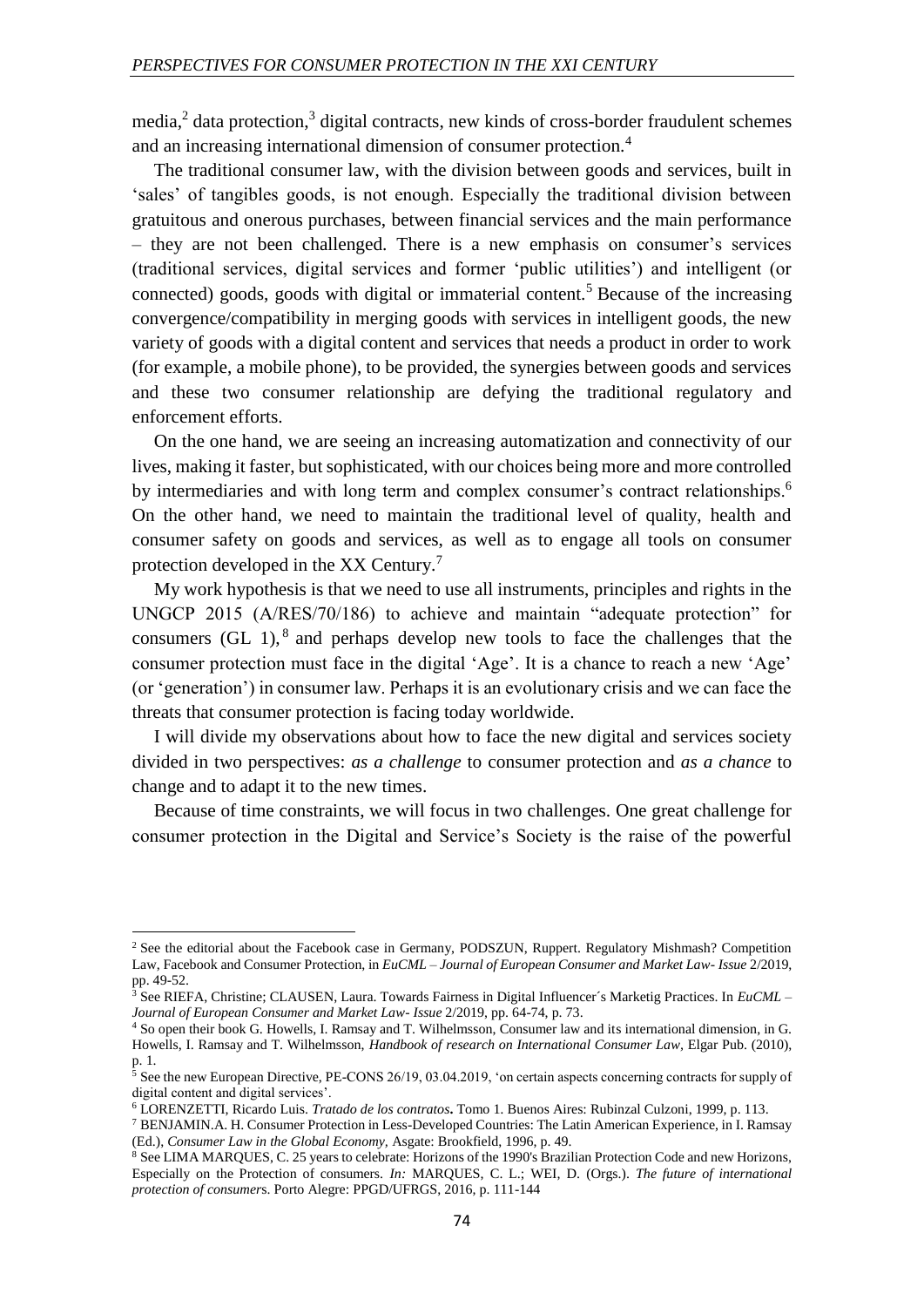media,[2] data protection,[3] digital contracts, new kinds of cross-border fraudulent schemes and an increasing international dimension of consumer protection.[4]

The traditional consumer law, with the division between goods and services, built in 'sales' of tangibles goods, is not enough. Especially the traditional division between gratuitous and onerous purchases, between financial services and the main performance – they are not been challenged. There is a new emphasis on consumer's services (traditional services, digital services and former 'public utilities') and intelligent (or connected) goods, goods with digital or immaterial content.[5] Because of the increasing convergence/compatibility in merging goods with services in intelligent goods, the new variety of goods with a digital content and services that needs a product in order to work (for example, a mobile phone), to be provided, the synergies between goods and services and these two consumer relationship are defying the traditional regulatory and enforcement efforts.

On the one hand, we are seeing an increasing automatization and connectivity of our lives, making it faster, but sophisticated, with our choices being more and more controlled by intermediaries and with long term and complex consumer's contract relationships.[6] On the other hand, we need to maintain the traditional level of quality, health and consumer safety on goods and services, as well as to engage all tools on consumer protection developed in the XX Century.[7]

My work hypothesis is that we need to use all instruments, principles and rights in the UNGCP 2015 (A/RES/70/186) to achieve and maintain "adequate protection" for consumers (GL 1),[8] and perhaps develop new tools to face the challenges that the consumer protection must face in the digital 'Age'. It is a chance to reach a new 'Age' (or 'generation') in consumer law. Perhaps it is an evolutionary crisis and we can face the threats that consumer protection is facing today worldwide.

I will divide my observations about how to face the new digital and services society divided in two perspectives: *as a challenge* to consumer protection and *as a chance* to change and to adapt it to the new times.

Because of time constraints, we will focus in two challenges. One great challenge for consumer protection in the Digital and Service's Society is the raise of the powerful

---

[2] See the editorial about the Facebook case in Germany, PODSZUN, Ruppert. Regulatory Mishmash? Competition Law, Facebook and Consumer Protection, in *EuCML – Journal of European Consumer and Market Law- Issue* 2/2019, pp. 49-52.

[3] See RIEFA, Christine; CLAUSEN, Laura. Towards Fairness in Digital Influencer´s Marketig Practices. In *EuCML – Journal of European Consumer and Market Law- Issue* 2/2019, pp. 64-74, p. 73.

[4] So open their book G. Howells, I. Ramsay and T. Wilhelmsson, Consumer law and its international dimension, in G. Howells, I. Ramsay and T. Wilhelmsson, *Handbook of research on International Consumer Law*, Elgar Pub. (2010), p. 1.

[5] See the new European Directive, PE-CONS 26/19, 03.04.2019, 'on certain aspects concerning contracts for supply of digital content and digital services'.

[6] LORENZETTI, Ricardo Luis. *Tratado de los contratos***.** Tomo 1. Buenos Aires: Rubinzal Culzoni, 1999, p. 113.

[7] BENJAMIN.A. H. Consumer Protection in Less-Developed Countries: The Latin American Experience, in I. Ramsay (Ed.), *Consumer Law in the Global Economy,* Asgate: Brookfield, 1996, p. 49.

[8] See LIMA MARQUES, C. 25 years to celebrate: Horizons of the 1990's Brazilian Protection Code and new Horizons, Especially on the Protection of consumers. *In:* MARQUES, C. L.; WEI, D. (Orgs.). *The future of international protection of consumer*s. Porto Alegre: PPGD/UFRGS, 2016, p. 111-144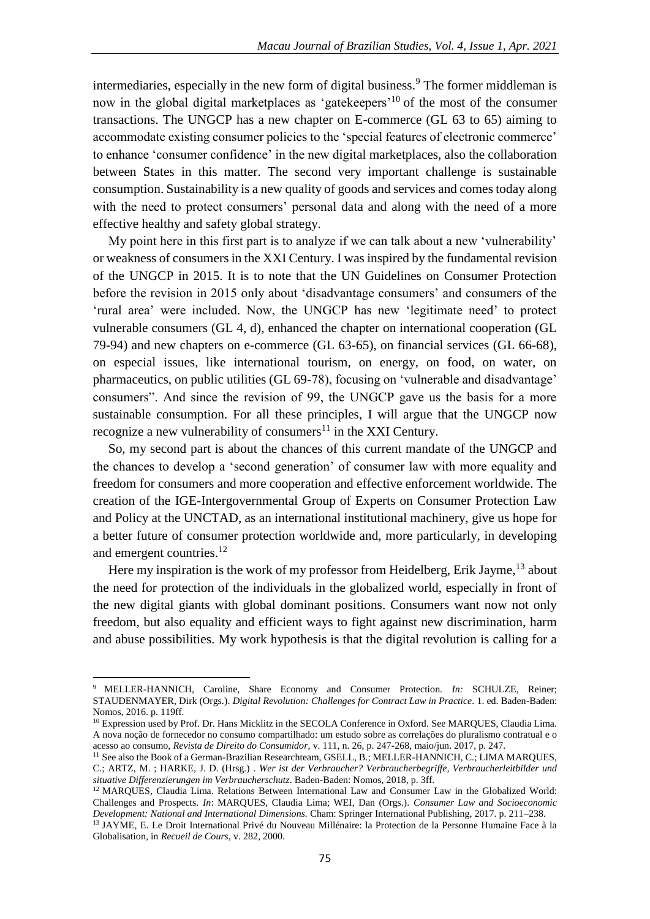intermediaries, especially in the new form of digital business.[9] The former middleman is now in the global digital marketplaces as 'gatekeepers'[10] of the most of the consumer transactions. The UNGCP has a new chapter on E-commerce (GL 63 to 65) aiming to accommodate existing consumer policies to the 'special features of electronic commerce' to enhance 'consumer confidence' in the new digital marketplaces, also the collaboration between States in this matter. The second very important challenge is sustainable consumption. Sustainability is a new quality of goods and services and comes today along with the need to protect consumers' personal data and along with the need of a more effective healthy and safety global strategy.

My point here in this first part is to analyze if we can talk about a new 'vulnerability' or weakness of consumers in the XXI Century. I was inspired by the fundamental revision of the UNGCP in 2015. It is to note that the UN Guidelines on Consumer Protection before the revision in 2015 only about 'disadvantage consumers' and consumers of the 'rural area' were included. Now, the UNGCP has new 'legitimate need' to protect vulnerable consumers (GL 4, d), enhanced the chapter on international cooperation (GL 79-94) and new chapters on e-commerce (GL 63-65), on financial services (GL 66-68), on especial issues, like international tourism, on energy, on food, on water, on pharmaceutics, on public utilities (GL 69-78), focusing on 'vulnerable and disadvantage' consumers". And since the revision of 99, the UNGCP gave us the basis for a more sustainable consumption. For all these principles, I will argue that the UNGCP now recognize a new vulnerability of consumers[11] in the XXI Century.

So, my second part is about the chances of this current mandate of the UNGCP and the chances to develop a 'second generation' of consumer law with more equality and freedom for consumers and more cooperation and effective enforcement worldwide. The creation of the IGE-Intergovernmental Group of Experts on Consumer Protection Law and Policy at the UNCTAD, as an international institutional machinery, give us hope for a better future of consumer protection worldwide and, more particularly, in developing and emergent countries.[12]

Here my inspiration is the work of my professor from Heidelberg, Erik Jayme,[13] about the need for protection of the individuals in the globalized world, especially in front of the new digital giants with global dominant positions. Consumers want now not only freedom, but also equality and efficient ways to fight against new discrimination, harm and abuse possibilities. My work hypothesis is that the digital revolution is calling for a

---

[9] MELLER-HANNICH, Caroline, Share Economy and Consumer Protection. *In:* SCHULZE, Reiner; STAUDENMAYER, Dirk (Orgs.). *Digital Revolution: Challenges for Contract Law in Practice*. 1. ed. Baden-Baden: Nomos, 2016. p. 119ff.

[10] Expression used by Prof. Dr. Hans Micklitz in the SECOLA Conference in Oxford. See MARQUES, Claudia Lima. A nova noção de fornecedor no consumo compartilhado: um estudo sobre as correlações do pluralismo contratual e o acesso ao consumo, *Revista de Direito do Consumidor*, v. 111, n. 26, p. 247-268, maio/jun. 2017, p. 247.

[11] See also the Book of a German-Brazilian Researchteam, GSELL, B.; MELLER-HANNICH, C.; LIMA MARQUES, C.; ARTZ, M. ; HARKE, J. D. (Hrsg.) . *Wer ist der Verbraucher? Verbraucherbegriffe, Verbraucherleitbilder und situative Differenzierungen im Verbraucherschutz*. Baden-Baden: Nomos, 2018, p. 3ff.

[12] MARQUES, Claudia Lima. Relations Between International Law and Consumer Law in the Globalized World: Challenges and Prospects. *In*: MARQUES, Claudia Lima; WEI, Dan (Orgs.). *Consumer Law and Socioeconomic Development: National and International Dimensions.* Cham: Springer International Publishing, 2017. p. 211–238.

[13] JAYME, E. Le Droit International Privé du Nouveau Millénaire: la Protection de la Personne Humaine Face à la Globalisation, in *Recueil de Cours*, v. 282, 2000.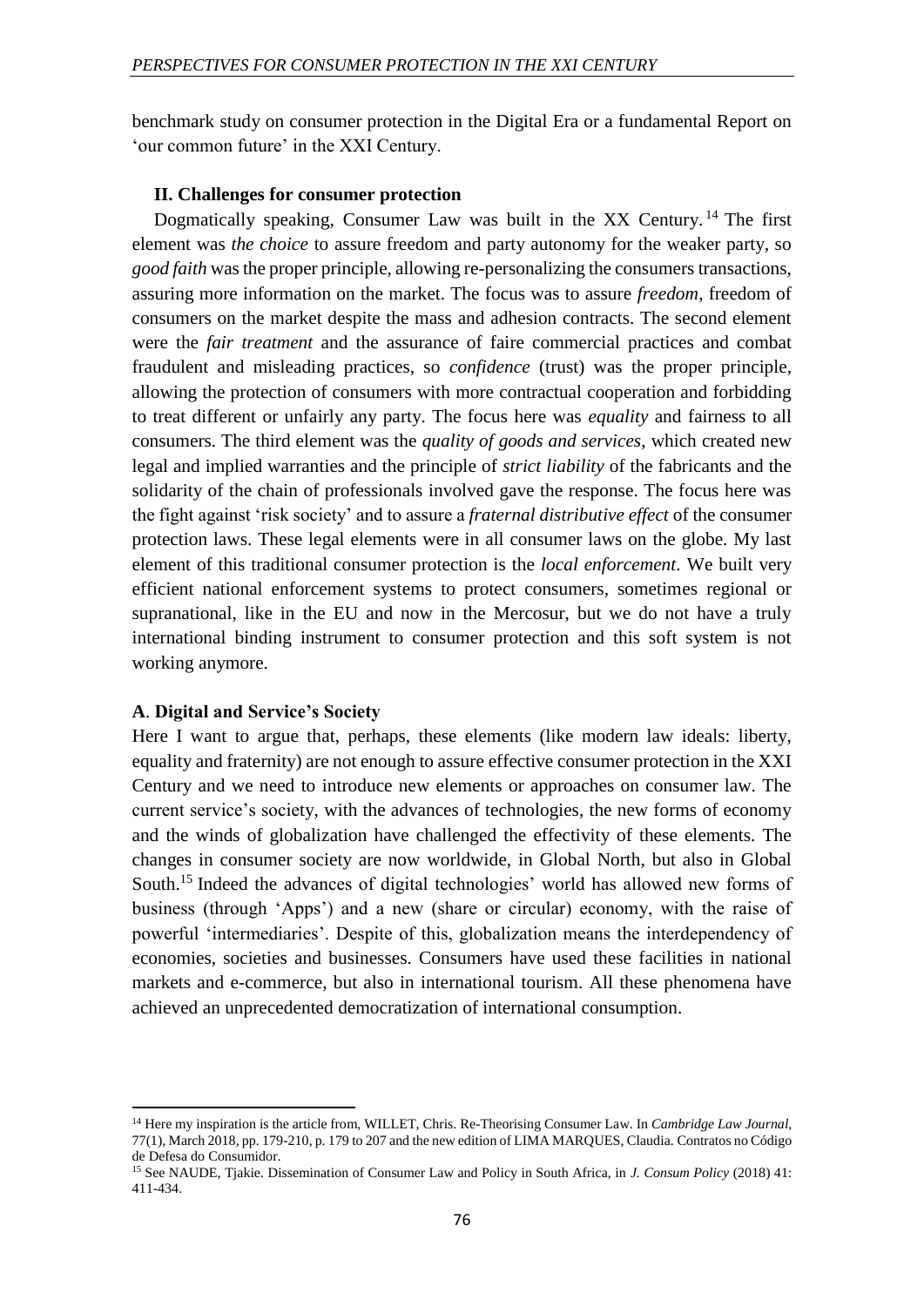benchmark study on consumer protection in the Digital Era or a fundamental Report on 'our common future' in the XXI Century.

### II. Challenges for consumer protection

Dogmatically speaking, Consumer Law was built in the XX Century.[14] The first element was *the choice* to assure freedom and party autonomy for the weaker party, so *good faith* was the proper principle, allowing re-personalizing the consumers transactions, assuring more information on the market. The focus was to assure *freedom*, freedom of consumers on the market despite the mass and adhesion contracts. The second element were the *fair treatment* and the assurance of faire commercial practices and combat fraudulent and misleading practices, so *confidence* (trust) was the proper principle, allowing the protection of consumers with more contractual cooperation and forbidding to treat different or unfairly any party. The focus here was *equality* and fairness to all consumers. The third element was the *quality of goods and services*, which created new legal and implied warranties and the principle of *strict liability* of the fabricants and the solidarity of the chain of professionals involved gave the response. The focus here was the fight against 'risk society' and to assure a *fraternal distributive effect* of the consumer protection laws. These legal elements were in all consumer laws on the globe. My last element of this traditional consumer protection is the *local enforcement*. We built very efficient national enforcement systems to protect consumers, sometimes regional or supranational, like in the EU and now in the Mercosur, but we do not have a truly international binding instrument to consumer protection and this soft system is not working anymore.

#### A. Digital and Service's Society

Here I want to argue that, perhaps, these elements (like modern law ideals: liberty, equality and fraternity) are not enough to assure effective consumer protection in the XXI Century and we need to introduce new elements or approaches on consumer law. The current service's society, with the advances of technologies, the new forms of economy and the winds of globalization have challenged the effectivity of these elements. The changes in consumer society are now worldwide, in Global North, but also in Global South.[15] Indeed the advances of digital technologies' world has allowed new forms of business (through 'Apps') and a new (share or circular) economy, with the raise of powerful 'intermediaries'. Despite of this, globalization means the interdependency of economies, societies and businesses. Consumers have used these facilities in national markets and e-commerce, but also in international tourism. All these phenomena have achieved an unprecedented democratization of international consumption.

---

[14] Here my inspiration is the article from, WILLET, Chris. Re-Theorising Consumer Law. In *Cambridge Law Journal*, 77(1), March 2018, pp. 179-210, p. 179 to 207 and the new edition of LIMA MARQUES, Claudia. Contratos no Código de Defesa do Consumidor.

[15] See NAUDE, Tjakie. Dissemination of Consumer Law and Policy in South Africa, in *J. Consum Policy* (2018) 41: 411-434.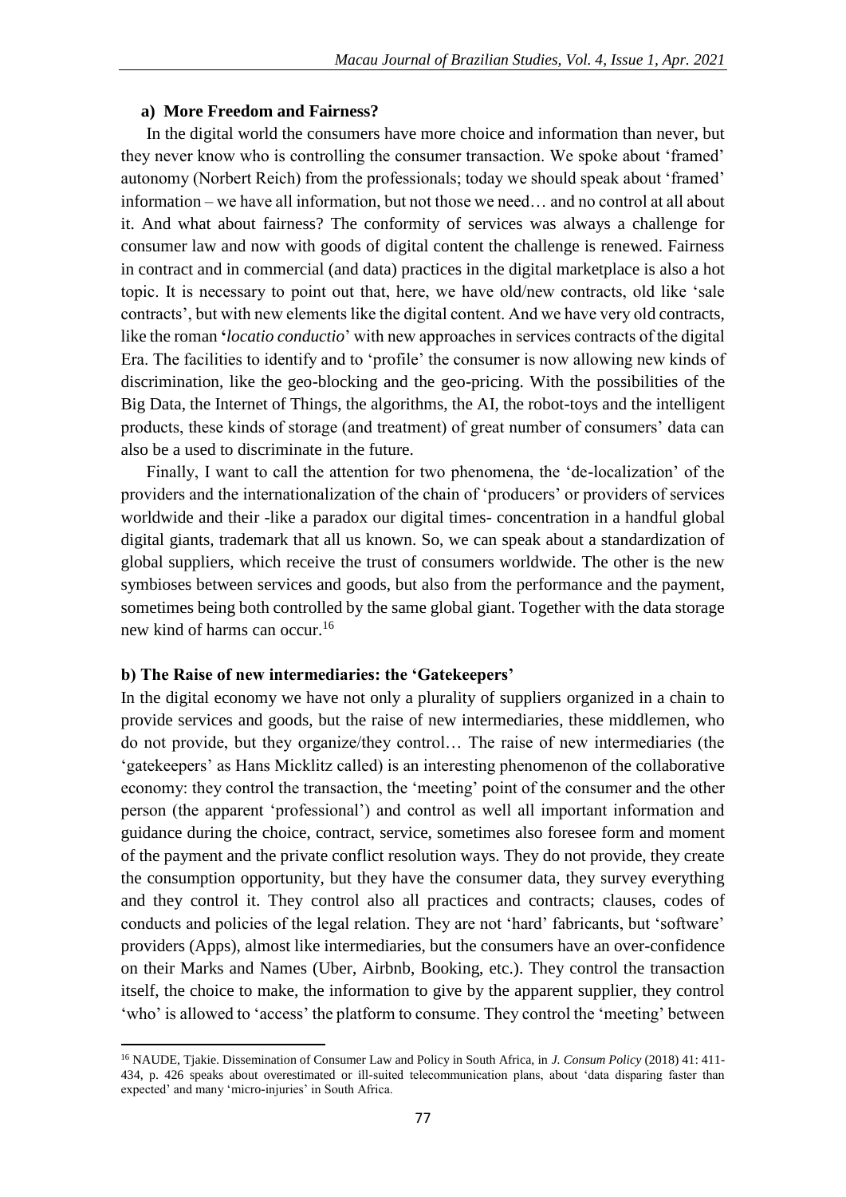### a) More Freedom and Fairness?

In the digital world the consumers have more choice and information than never, but they never know who is controlling the consumer transaction. We spoke about 'framed' autonomy (Norbert Reich) from the professionals; today we should speak about 'framed' information – we have all information, but not those we need… and no control at all about it. And what about fairness? The conformity of services was always a challenge for consumer law and now with goods of digital content the challenge is renewed. Fairness in contract and in commercial (and data) practices in the digital marketplace is also a hot topic. It is necessary to point out that, here, we have old/new contracts, old like 'sale contracts', but with new elements like the digital content. And we have very old contracts, like the roman '*locatio conductio*' with new approaches in services contracts of the digital Era. The facilities to identify and to 'profile' the consumer is now allowing new kinds of discrimination, like the geo-blocking and the geo-pricing. With the possibilities of the Big Data, the Internet of Things, the algorithms, the AI, the robot-toys and the intelligent products, these kinds of storage (and treatment) of great number of consumers' data can also be a used to discriminate in the future.

Finally, I want to call the attention for two phenomena, the 'de-localization' of the providers and the internationalization of the chain of 'producers' or providers of services worldwide and their -like a paradox our digital times- concentration in a handful global digital giants, trademark that all us known. So, we can speak about a standardization of global suppliers, which receive the trust of consumers worldwide. The other is the new symbioses between services and goods, but also from the performance and the payment, sometimes being both controlled by the same global giant. Together with the data storage new kind of harms can occur.[16]

### b) The Raise of new intermediaries: the 'Gatekeepers'

In the digital economy we have not only a plurality of suppliers organized in a chain to provide services and goods, but the raise of new intermediaries, these middlemen, who do not provide, but they organize/they control… The raise of new intermediaries (the 'gatekeepers' as Hans Micklitz called) is an interesting phenomenon of the collaborative economy: they control the transaction, the 'meeting' point of the consumer and the other person (the apparent 'professional') and control as well all important information and guidance during the choice, contract, service, sometimes also foresee form and moment of the payment and the private conflict resolution ways. They do not provide, they create the consumption opportunity, but they have the consumer data, they survey everything and they control it. They control also all practices and contracts; clauses, codes of conducts and policies of the legal relation. They are not 'hard' fabricants, but 'software' providers (Apps), almost like intermediaries, but the consumers have an over-confidence on their Marks and Names (Uber, Airbnb, Booking, etc.). They control the transaction itself, the choice to make, the information to give by the apparent supplier, they control 'who' is allowed to 'access' the platform to consume. They control the 'meeting' between

---

[16] NAUDE, Tjakie. Dissemination of Consumer Law and Policy in South Africa, in *J. Consum Policy* (2018) 41: 411-434, p. 426 speaks about overestimated or ill-suited telecommunication plans, about 'data disparing faster than expected' and many 'micro-injuries' in South Africa.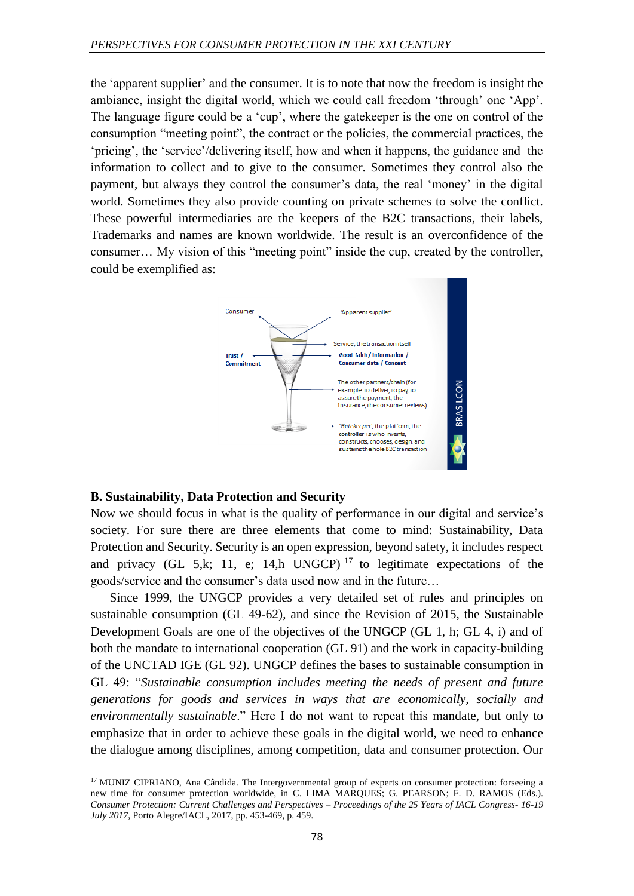the 'apparent supplier' and the consumer. It is to note that now the freedom is insight the ambiance, insight the digital world, which we could call freedom 'through' one 'App'. The language figure could be a 'cup', where the gatekeeper is the one on control of the consumption "meeting point", the contract or the policies, the commercial practices, the 'pricing', the 'service'/delivering itself, how and when it happens, the guidance and the information to collect and to give to the consumer. Sometimes they control also the payment, but always they control the consumer's data, the real 'money' in the digital world. Sometimes they also provide counting on private schemes to solve the conflict. These powerful intermediaries are the keepers of the B2C transactions, their labels, Trademarks and names are known worldwide. The result is an overconfidence of the consumer… My vision of this "meeting point" inside the cup, created by the controller, could be exemplified as:

### B. Sustainability, Data Protection and Security

Now we should focus in what is the quality of performance in our digital and service's society. For sure there are three elements that come to mind: Sustainability, Data Protection and Security. Security is an open expression, beyond safety, it includes respect and privacy (GL 5,k; 11, e; 14,h UNGCP) [17] to legitimate expectations of the goods/service and the consumer's data used now and in the future…

Since 1999, the UNGCP provides a very detailed set of rules and principles on sustainable consumption (GL 49-62), and since the Revision of 2015, the Sustainable Development Goals are one of the objectives of the UNGCP (GL 1, h; GL 4, i) and of both the mandate to international cooperation (GL 91) and the work in capacity-building of the UNCTAD IGE (GL 92). UNGCP defines the bases to sustainable consumption in GL 49: "*Sustainable consumption includes meeting the needs of present and future generations for goods and services in ways that are economically, socially and environmentally sustainable*." Here I do not want to repeat this mandate, but only to emphasize that in order to achieve these goals in the digital world, we need to enhance the dialogue among disciplines, among competition, data and consumer protection. Our

---

[17] MUNIZ CIPRIANO, Ana Cândida. The Intergovernmental group of experts on consumer protection: forseeing a new time for consumer protection worldwide, in C. LIMA MARQUES; G. PEARSON; F. D. RAMOS (Eds.). *Consumer Protection: Current Challenges and Perspectives – Proceedings of the 25 Years of IACL Congress- 16-19 July 2017*, Porto Alegre/IACL, 2017, pp. 453-469, p. 459.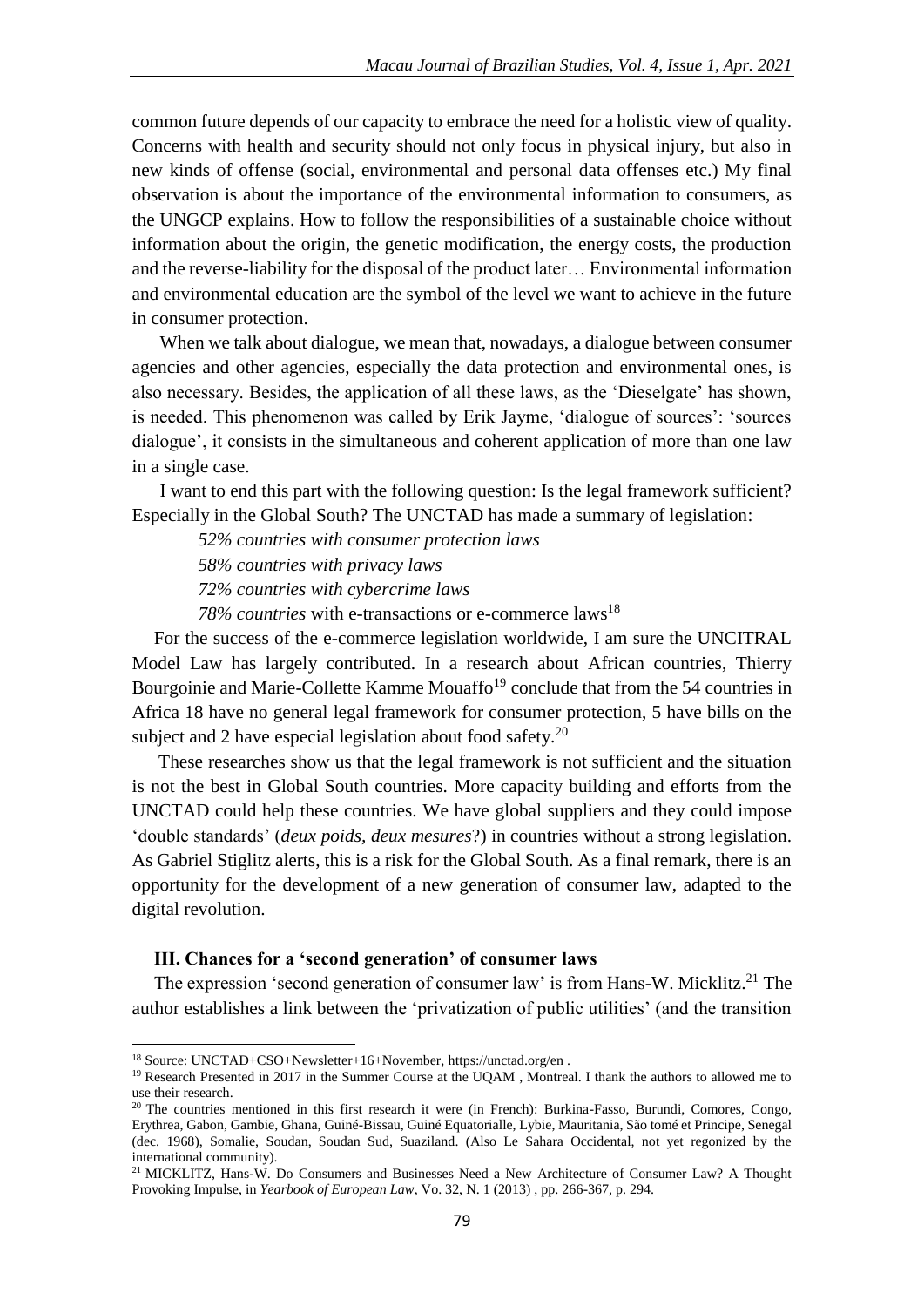common future depends of our capacity to embrace the need for a holistic view of quality. Concerns with health and security should not only focus in physical injury, but also in new kinds of offense (social, environmental and personal data offenses etc.) My final observation is about the importance of the environmental information to consumers, as the UNGCP explains. How to follow the responsibilities of a sustainable choice without information about the origin, the genetic modification, the energy costs, the production and the reverse-liability for the disposal of the product later… Environmental information and environmental education are the symbol of the level we want to achieve in the future in consumer protection.

When we talk about dialogue, we mean that, nowadays, a dialogue between consumer agencies and other agencies, especially the data protection and environmental ones, is also necessary. Besides, the application of all these laws, as the 'Dieselgate' has shown, is needed. This phenomenon was called by Erik Jayme, 'dialogue of sources': 'sources dialogue', it consists in the simultaneous and coherent application of more than one law in a single case.

I want to end this part with the following question: Is the legal framework sufficient? Especially in the Global South? The UNCTAD has made a summary of legislation:

*52% countries with consumer protection laws*

*58% countries with privacy laws*

*72% countries with cybercrime laws*

*78% countries* with e-transactions or e-commerce laws[18]

For the success of the e-commerce legislation worldwide, I am sure the UNCITRAL Model Law has largely contributed. In a research about African countries, Thierry Bourgoinie and Marie-Collette Kamme Mouaffo[19] conclude that from the 54 countries in Africa 18 have no general legal framework for consumer protection, 5 have bills on the subject and 2 have especial legislation about food safety.[20]

These researches show us that the legal framework is not sufficient and the situation is not the best in Global South countries. More capacity building and efforts from the UNCTAD could help these countries. We have global suppliers and they could impose 'double standards' (*deux poids, deux mesures*?) in countries without a strong legislation. As Gabriel Stiglitz alerts, this is a risk for the Global South. As a final remark, there is an opportunity for the development of a new generation of consumer law, adapted to the digital revolution.

### III. Chances for a 'second generation' of consumer laws

The expression 'second generation of consumer law' is from Hans-W. Micklitz.[21] The author establishes a link between the 'privatization of public utilities' (and the transition

---

[18] Source: UNCTAD+CSO+Newsletter+16+November, https://unctad.org/en .

[19] Research Presented in 2017 in the Summer Course at the UQAM , Montreal. I thank the authors to allowed me to use their research.

[20] The countries mentioned in this first research it were (in French): Burkina-Fasso, Burundi, Comores, Congo, Erythrea, Gabon, Gambie, Ghana, Guiné-Bissau, Guiné Equatorialle, Lybie, Mauritania, São tomé et Principe, Senegal (dec. 1968), Somalie, Soudan, Soudan Sud, Suaziland. (Also Le Sahara Occidental, not yet regonized by the international community).

[21] MICKLITZ, Hans-W. Do Consumers and Businesses Need a New Architecture of Consumer Law? A Thought Provoking Impulse, in *Yearbook of European Law*, Vo. 32, N. 1 (2013) , pp. 266-367, p. 294.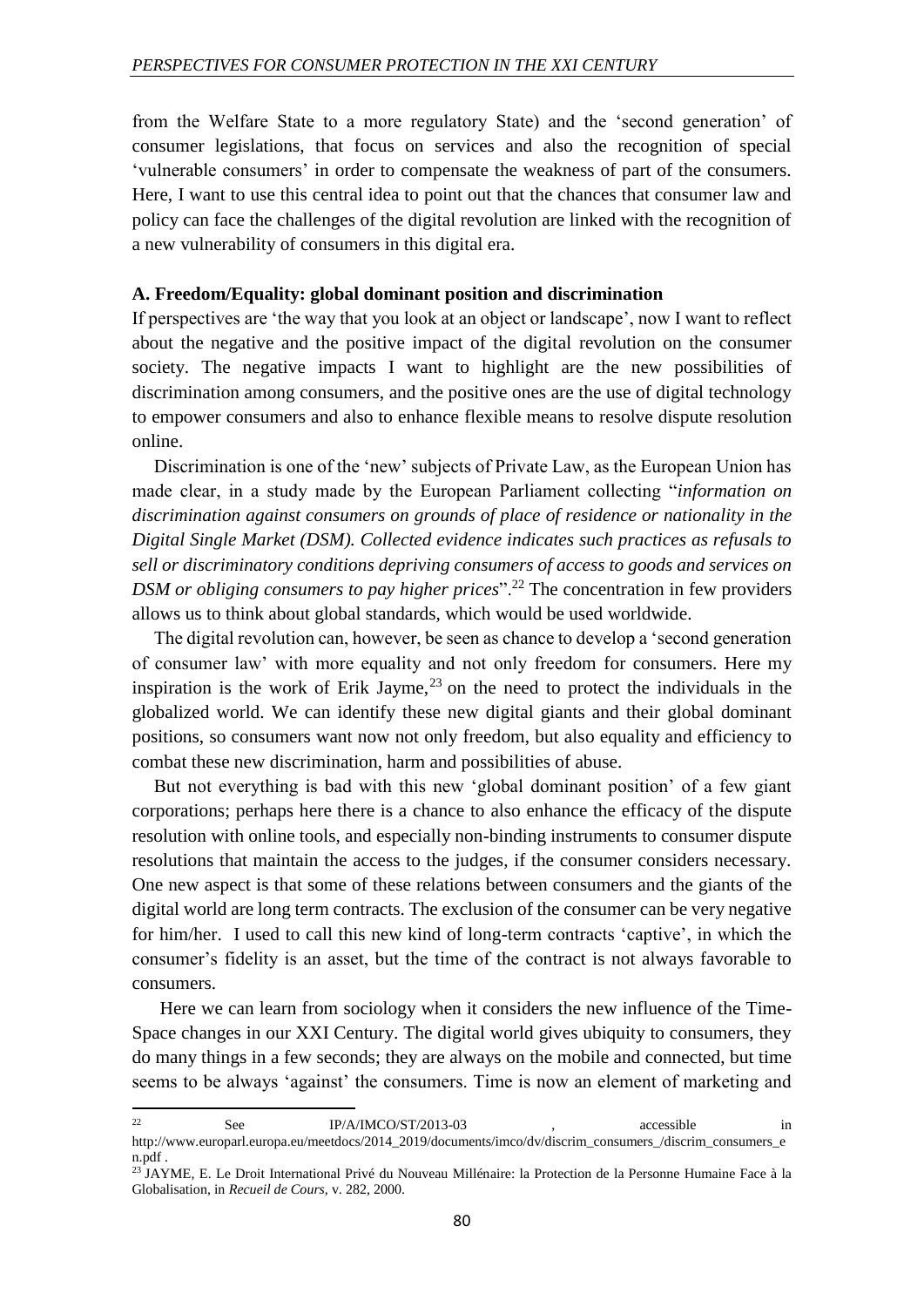from the Welfare State to a more regulatory State) and the 'second generation' of consumer legislations, that focus on services and also the recognition of special 'vulnerable consumers' in order to compensate the weakness of part of the consumers. Here, I want to use this central idea to point out that the chances that consumer law and policy can face the challenges of the digital revolution are linked with the recognition of a new vulnerability of consumers in this digital era.

### A. Freedom/Equality: global dominant position and discrimination

If perspectives are 'the way that you look at an object or landscape', now I want to reflect about the negative and the positive impact of the digital revolution on the consumer society. The negative impacts I want to highlight are the new possibilities of discrimination among consumers, and the positive ones are the use of digital technology to empower consumers and also to enhance flexible means to resolve dispute resolution online.

Discrimination is one of the 'new' subjects of Private Law, as the European Union has made clear, in a study made by the European Parliament collecting "*information on discrimination against consumers on grounds of place of residence or nationality in the Digital Single Market (DSM). Collected evidence indicates such practices as refusals to sell or discriminatory conditions depriving consumers of access to goods and services on DSM or obliging consumers to pay higher prices*".[22] The concentration in few providers allows us to think about global standards, which would be used worldwide.

The digital revolution can, however, be seen as chance to develop a 'second generation of consumer law' with more equality and not only freedom for consumers. Here my inspiration is the work of Erik Jayme,[23] on the need to protect the individuals in the globalized world. We can identify these new digital giants and their global dominant positions, so consumers want now not only freedom, but also equality and efficiency to combat these new discrimination, harm and possibilities of abuse.

But not everything is bad with this new 'global dominant position' of a few giant corporations; perhaps here there is a chance to also enhance the efficacy of the dispute resolution with online tools, and especially non-binding instruments to consumer dispute resolutions that maintain the access to the judges, if the consumer considers necessary. One new aspect is that some of these relations between consumers and the giants of the digital world are long term contracts. The exclusion of the consumer can be very negative for him/her. I used to call this new kind of long-term contracts 'captive', in which the consumer's fidelity is an asset, but the time of the contract is not always favorable to consumers.

Here we can learn from sociology when it considers the new influence of the Time-Space changes in our XXI Century. The digital world gives ubiquity to consumers, they do many things in a few seconds; they are always on the mobile and connected, but time seems to be always 'against' the consumers. Time is now an element of marketing and

---

[22] See IP/A/IMCO/ST/2013-03 , accessible in http://www.europarl.europa.eu/meetdocs/2014_2019/documents/imco/dv/discrim_consumers_/discrim_consumers_en.pdf .

[23] JAYME, E. Le Droit International Privé du Nouveau Millénaire: la Protection de la Personne Humaine Face à la Globalisation, in *Recueil de Cours*, v. 282, 2000.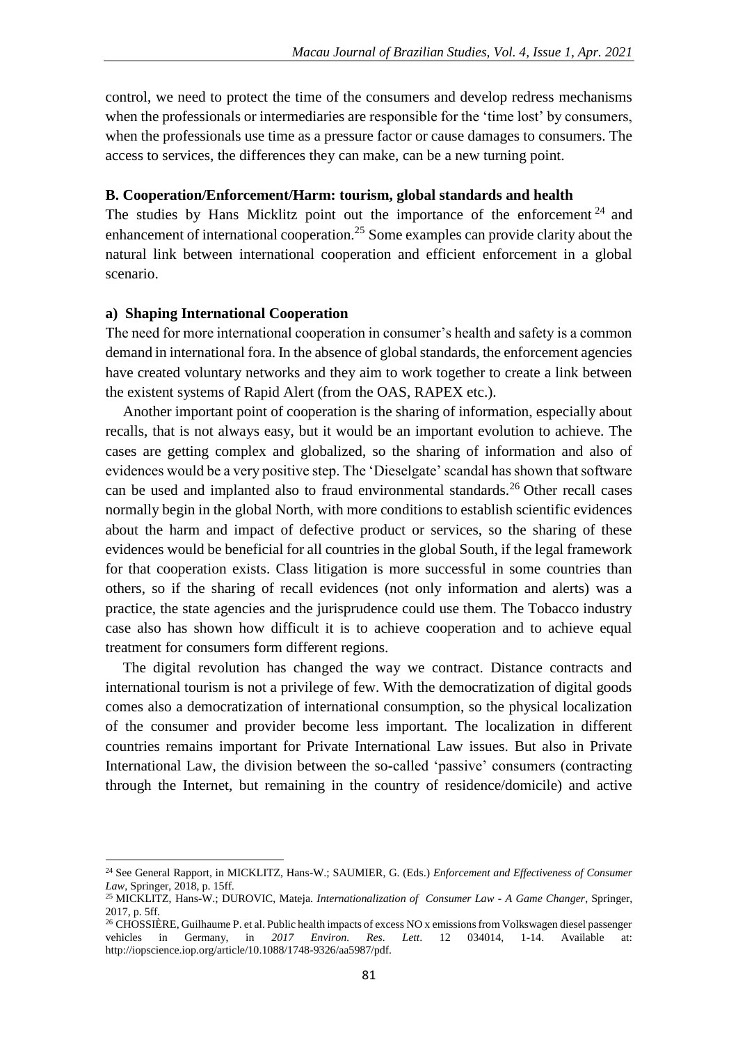control, we need to protect the time of the consumers and develop redress mechanisms when the professionals or intermediaries are responsible for the 'time lost' by consumers, when the professionals use time as a pressure factor or cause damages to consumers. The access to services, the differences they can make, can be a new turning point.

### B. Cooperation/Enforcement/Harm: tourism, global standards and health

The studies by Hans Micklitz point out the importance of the enforcement [24] and enhancement of international cooperation.[25] Some examples can provide clarity about the natural link between international cooperation and efficient enforcement in a global scenario.

#### a) Shaping International Cooperation

The need for more international cooperation in consumer's health and safety is a common demand in international fora. In the absence of global standards, the enforcement agencies have created voluntary networks and they aim to work together to create a link between the existent systems of Rapid Alert (from the OAS, RAPEX etc.).

Another important point of cooperation is the sharing of information, especially about recalls, that is not always easy, but it would be an important evolution to achieve. The cases are getting complex and globalized, so the sharing of information and also of evidences would be a very positive step. The 'Dieselgate' scandal has shown that software can be used and implanted also to fraud environmental standards.[26] Other recall cases normally begin in the global North, with more conditions to establish scientific evidences about the harm and impact of defective product or services, so the sharing of these evidences would be beneficial for all countries in the global South, if the legal framework for that cooperation exists. Class litigation is more successful in some countries than others, so if the sharing of recall evidences (not only information and alerts) was a practice, the state agencies and the jurisprudence could use them. The Tobacco industry case also has shown how difficult it is to achieve cooperation and to achieve equal treatment for consumers form different regions.

The digital revolution has changed the way we contract. Distance contracts and international tourism is not a privilege of few. With the democratization of digital goods comes also a democratization of international consumption, so the physical localization of the consumer and provider become less important. The localization in different countries remains important for Private International Law issues. But also in Private International Law, the division between the so-called 'passive' consumers (contracting through the Internet, but remaining in the country of residence/domicile) and active

---

[24] See General Rapport, in MICKLITZ, Hans-W.; SAUMIER, G. (Eds.) *Enforcement and Effectiveness of Consumer Law*, Springer, 2018, p. 15ff.

[25] MICKLITZ, Hans-W.; DUROVIC, Mateja. *Internationalization of Consumer Law - A Game Changer*, Springer, 2017, p. 5ff.

[26] CHOSSIÈRE, Guilhaume P. et al. Public health impacts of excess NO x emissions from Volkswagen diesel passenger vehicles in Germany, in *2017 Environ. Res. Lett*. 12 034014, 1-14. Available at: http://iopscience.iop.org/article/10.1088/1748-9326/aa5987/pdf.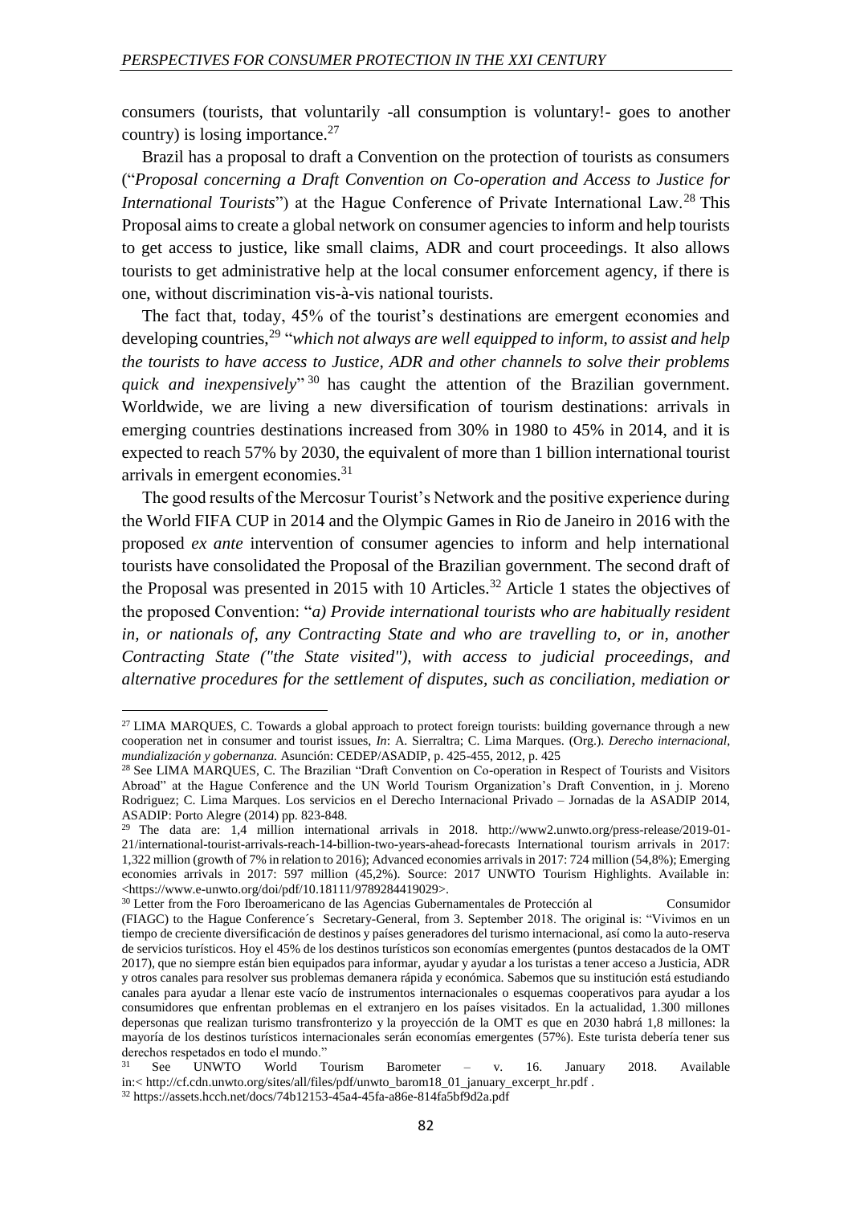consumers (tourists, that voluntarily -all consumption is voluntary!- goes to another country) is losing importance.[27]

Brazil has a proposal to draft a Convention on the protection of tourists as consumers ("*Proposal concerning a Draft Convention on Co-operation and Access to Justice for International Tourists*") at the Hague Conference of Private International Law.[28] This Proposal aims to create a global network on consumer agencies to inform and help tourists to get access to justice, like small claims, ADR and court proceedings. It also allows tourists to get administrative help at the local consumer enforcement agency, if there is one, without discrimination vis-à-vis national tourists.

The fact that, today, 45% of the tourist's destinations are emergent economies and developing countries,[29] "*which not always are well equipped to inform, to assist and help the tourists to have access to Justice, ADR and other channels to solve their problems quick and inexpensively*"[30] has caught the attention of the Brazilian government. Worldwide, we are living a new diversification of tourism destinations: arrivals in emerging countries destinations increased from 30% in 1980 to 45% in 2014, and it is expected to reach 57% by 2030, the equivalent of more than 1 billion international tourist arrivals in emergent economies.[31]

The good results of the Mercosur Tourist's Network and the positive experience during the World FIFA CUP in 2014 and the Olympic Games in Rio de Janeiro in 2016 with the proposed *ex ante* intervention of consumer agencies to inform and help international tourists have consolidated the Proposal of the Brazilian government. The second draft of the Proposal was presented in 2015 with 10 Articles.[32] Article 1 states the objectives of the proposed Convention: "*a) Provide international tourists who are habitually resident in, or nationals of, any Contracting State and who are travelling to, or in, another Contracting State ("the State visited"), with access to judicial proceedings, and alternative procedures for the settlement of disputes, such as conciliation, mediation or*

---

[27] LIMA MARQUES, C. Towards a global approach to protect foreign tourists: building governance through a new cooperation net in consumer and tourist issues, *In*: A. Sierraltra; C. Lima Marques. (Org.). *Derecho internacional, mundialización y gobernanza.* Asunción: CEDEP/ASADIP, p. 425-455, 2012, p. 425

[28] See LIMA MARQUES, C. The Brazilian "Draft Convention on Co-operation in Respect of Tourists and Visitors Abroad" at the Hague Conference and the UN World Tourism Organization's Draft Convention, in j. Moreno Rodriguez; C. Lima Marques. Los servicios en el Derecho Internacional Privado – Jornadas de la ASADIP 2014, ASADIP: Porto Alegre (2014) pp. 823-848.

[29] The data are: 1,4 million international arrivals in 2018. http://www2.unwto.org/press-release/2019-01-21/international-tourist-arrivals-reach-14-billion-two-years-ahead-forecasts International tourism arrivals in 2017: 1,322 million (growth of 7% in relation to 2016); Advanced economies arrivals in 2017: 724 million (54,8%); Emerging economies arrivals in 2017: 597 million (45,2%). Source: 2017 UNWTO Tourism Highlights. Available in: <https://www.e-unwto.org/doi/pdf/10.18111/9789284419029>.

[30] Letter from the Foro Iberoamericano de las Agencias Gubernamentales de Protección al Consumidor (FIAGC) to the Hague Conference´s Secretary-General, from 3. September 2018. The original is: "Vivimos en un tiempo de creciente diversificación de destinos y países generadores del turismo internacional, así como la auto-reserva de servicios turísticos. Hoy el 45% de los destinos turísticos son economías emergentes (puntos destacados de la OMT 2017), que no siempre están bien equipados para informar, ayudar y ayudar a los turistas a tener acceso a Justicia, ADR y otros canales para resolver sus problemas demanera rápida y económica. Sabemos que su institución está estudiando canales para ayudar a llenar este vacío de instrumentos internacionales o esquemas cooperativos para ayudar a los consumidores que enfrentan problemas en el extranjero en los países visitados. En la actualidad, 1.300 millones depersonas que realizan turismo transfronterizo y la proyección de la OMT es que en 2030 habrá 1,8 millones: la mayoría de los destinos turísticos internacionales serán economías emergentes (57%). Este turista debería tener sus derechos respetados en todo el mundo."

[31] See UNWTO World Tourism Barometer – v. 16. January 2018. Available in:< http://cf.cdn.unwto.org/sites/all/files/pdf/unwto_barom18_01_january_excerpt_hr.pdf .

[32] https://assets.hcch.net/docs/74b12153-45a4-45fa-a86e-814fa5bf9d2a.pdf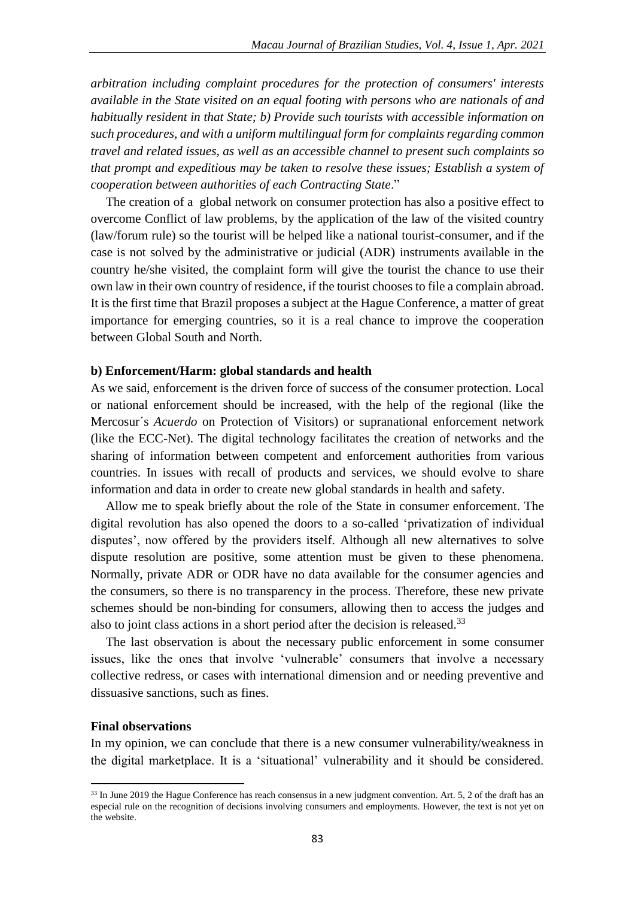*arbitration including complaint procedures for the protection of consumers' interests available in the State visited on an equal footing with persons who are nationals of and habitually resident in that State; b) Provide such tourists with accessible information on such procedures, and with a uniform multilingual form for complaints regarding common travel and related issues, as well as an accessible channel to present such complaints so that prompt and expeditious may be taken to resolve these issues; Establish a system of cooperation between authorities of each Contracting State*."

The creation of a global network on consumer protection has also a positive effect to overcome Conflict of law problems, by the application of the law of the visited country (law/forum rule) so the tourist will be helped like a national tourist-consumer, and if the case is not solved by the administrative or judicial (ADR) instruments available in the country he/she visited, the complaint form will give the tourist the chance to use their own law in their own country of residence, if the tourist chooses to file a complain abroad. It is the first time that Brazil proposes a subject at the Hague Conference, a matter of great importance for emerging countries, so it is a real chance to improve the cooperation between Global South and North.

**b) Enforcement/Harm: global standards and health**

As we said, enforcement is the driven force of success of the consumer protection. Local or national enforcement should be increased, with the help of the regional (like the Mercosur´s *Acuerdo* on Protection of Visitors) or supranational enforcement network (like the ECC-Net). The digital technology facilitates the creation of networks and the sharing of information between competent and enforcement authorities from various countries. In issues with recall of products and services, we should evolve to share information and data in order to create new global standards in health and safety.

Allow me to speak briefly about the role of the State in consumer enforcement. The digital revolution has also opened the doors to a so-called 'privatization of individual disputes', now offered by the providers itself. Although all new alternatives to solve dispute resolution are positive, some attention must be given to these phenomena. Normally, private ADR or ODR have no data available for the consumer agencies and the consumers, so there is no transparency in the process. Therefore, these new private schemes should be non-binding for consumers, allowing then to access the judges and also to joint class actions in a short period after the decision is released.[33]

The last observation is about the necessary public enforcement in some consumer issues, like the ones that involve 'vulnerable' consumers that involve a necessary collective redress, or cases with international dimension and or needing preventive and dissuasive sanctions, such as fines.

**Final observations**

In my opinion, we can conclude that there is a new consumer vulnerability/weakness in the digital marketplace. It is a 'situational' vulnerability and it should be considered.

[33] In June 2019 the Hague Conference has reach consensus in a new judgment convention. Art. 5, 2 of the draft has an especial rule on the recognition of decisions involving consumers and employments. However, the text is not yet on the website.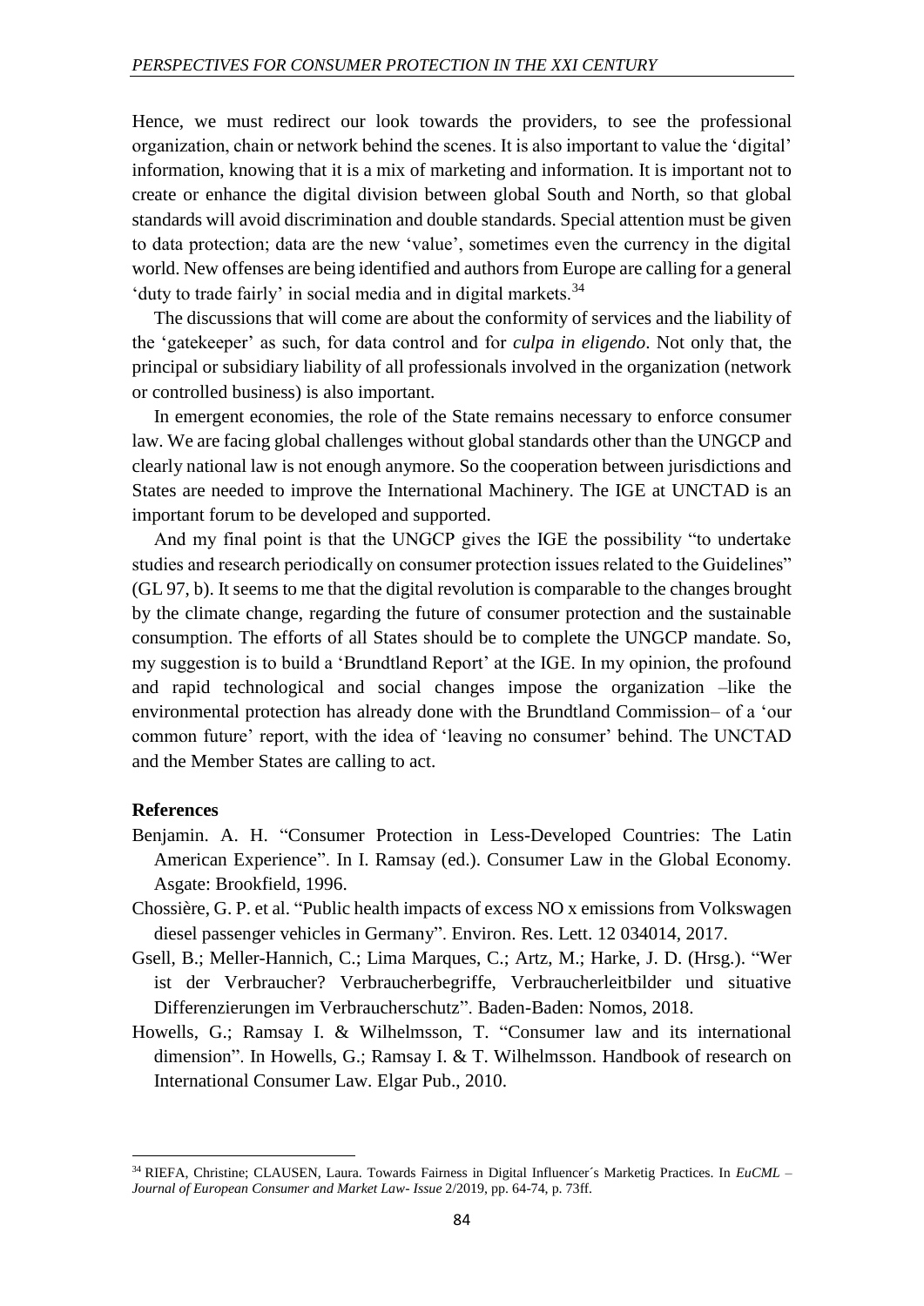Hence, we must redirect our look towards the providers, to see the professional organization, chain or network behind the scenes. It is also important to value the 'digital' information, knowing that it is a mix of marketing and information. It is important not to create or enhance the digital division between global South and North, so that global standards will avoid discrimination and double standards. Special attention must be given to data protection; data are the new 'value', sometimes even the currency in the digital world. New offenses are being identified and authors from Europe are calling for a general 'duty to trade fairly' in social media and in digital markets.[34]

The discussions that will come are about the conformity of services and the liability of the 'gatekeeper' as such, for data control and for *culpa in eligendo*. Not only that, the principal or subsidiary liability of all professionals involved in the organization (network or controlled business) is also important.

In emergent economies, the role of the State remains necessary to enforce consumer law. We are facing global challenges without global standards other than the UNGCP and clearly national law is not enough anymore. So the cooperation between jurisdictions and States are needed to improve the International Machinery. The IGE at UNCTAD is an important forum to be developed and supported.

And my final point is that the UNGCP gives the IGE the possibility "to undertake studies and research periodically on consumer protection issues related to the Guidelines" (GL 97, b). It seems to me that the digital revolution is comparable to the changes brought by the climate change, regarding the future of consumer protection and the sustainable consumption. The efforts of all States should be to complete the UNGCP mandate. So, my suggestion is to build a 'Brundtland Report' at the IGE. In my opinion, the profound and rapid technological and social changes impose the organization –like the environmental protection has already done with the Brundtland Commission– of a 'our common future' report, with the idea of 'leaving no consumer' behind. The UNCTAD and the Member States are calling to act.

## References

Benjamin. A. H. "Consumer Protection in Less-Developed Countries: The Latin American Experience". In I. Ramsay (ed.). Consumer Law in the Global Economy. Asgate: Brookfield, 1996.

Chossière, G. P. et al. "Public health impacts of excess NO x emissions from Volkswagen diesel passenger vehicles in Germany". Environ. Res. Lett. 12 034014, 2017.

Gsell, B.; Meller-Hannich, C.; Lima Marques, C.; Artz, M.; Harke, J. D. (Hrsg.). "Wer ist der Verbraucher? Verbraucherbegriffe, Verbraucherleitbilder und situative Differenzierungen im Verbraucherschutz". Baden-Baden: Nomos, 2018.

Howells, G.; Ramsay I. & Wilhelmsson, T. "Consumer law and its international dimension". In Howells, G.; Ramsay I. & T. Wilhelmsson. Handbook of research on International Consumer Law. Elgar Pub., 2010.

---

[34] RIEFA, Christine; CLAUSEN, Laura. Towards Fairness in Digital Influencer´s Marketig Practices. In *EuCML – Journal of European Consumer and Market Law- Issue* 2/2019, pp. 64-74, p. 73ff.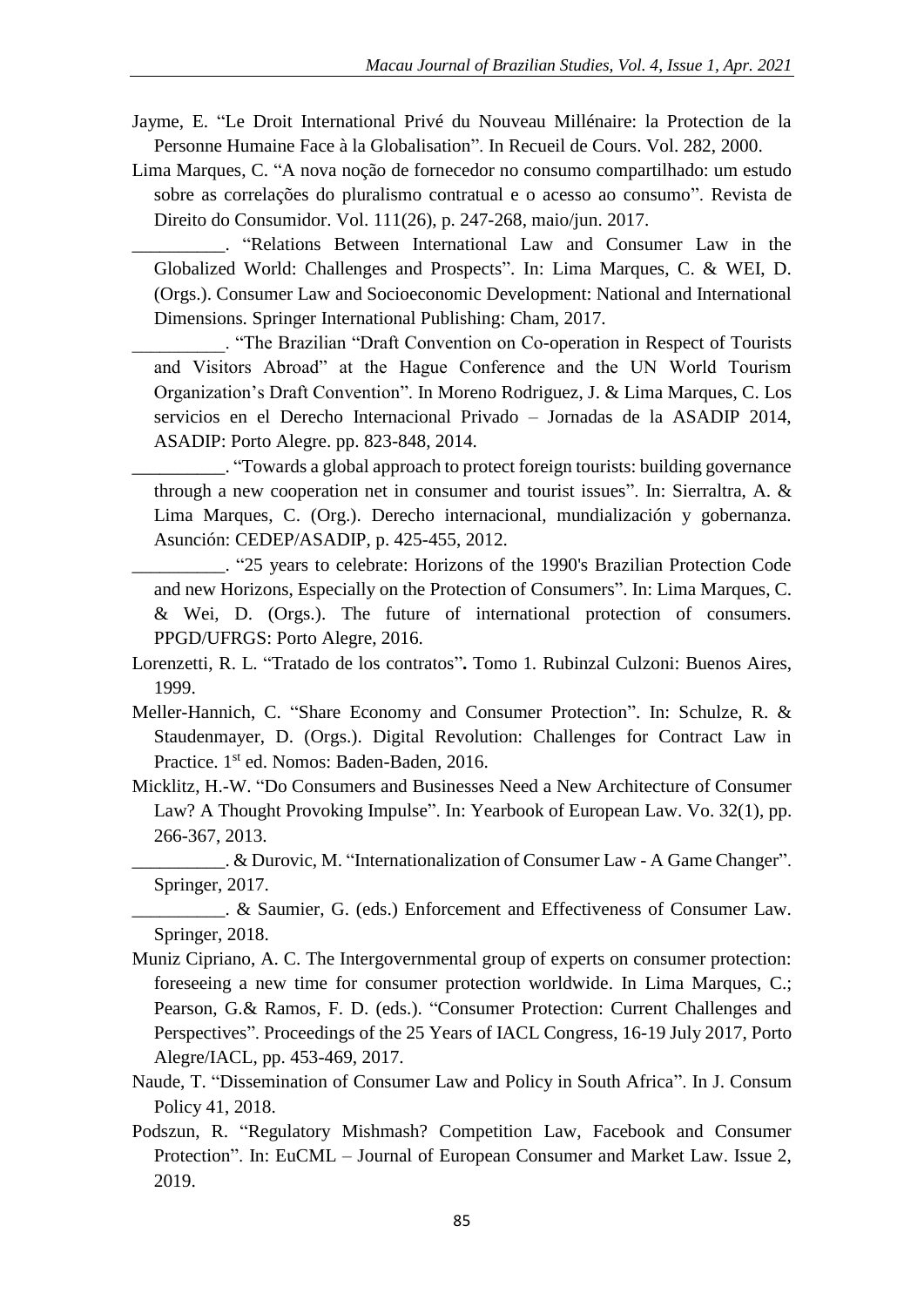Jayme, E. "Le Droit International Privé du Nouveau Millénaire: la Protection de la Personne Humaine Face à la Globalisation". In Recueil de Cours. Vol. 282, 2000.

Lima Marques, C. "A nova noção de fornecedor no consumo compartilhado: um estudo sobre as correlações do pluralismo contratual e o acesso ao consumo". Revista de Direito do Consumidor. Vol. 111(26), p. 247-268, maio/jun. 2017.

__________. "Relations Between International Law and Consumer Law in the Globalized World: Challenges and Prospects". In: Lima Marques, C. & WEI, D. (Orgs.). Consumer Law and Socioeconomic Development: National and International Dimensions. Springer International Publishing: Cham, 2017.

__________. "The Brazilian "Draft Convention on Co-operation in Respect of Tourists and Visitors Abroad" at the Hague Conference and the UN World Tourism Organization's Draft Convention". In Moreno Rodriguez, J. & Lima Marques, C. Los servicios en el Derecho Internacional Privado – Jornadas de la ASADIP 2014, ASADIP: Porto Alegre. pp. 823-848, 2014.

__________. "Towards a global approach to protect foreign tourists: building governance through a new cooperation net in consumer and tourist issues". In: Sierraltra, A. & Lima Marques, C. (Org.). Derecho internacional, mundialización y gobernanza. Asunción: CEDEP/ASADIP, p. 425-455, 2012.

__________. "25 years to celebrate: Horizons of the 1990's Brazilian Protection Code and new Horizons, Especially on the Protection of Consumers". In: Lima Marques, C. & Wei, D. (Orgs.). The future of international protection of consumers. PPGD/UFRGS: Porto Alegre, 2016.

Lorenzetti, R. L. "Tratado de los contratos"**.** Tomo 1. Rubinzal Culzoni: Buenos Aires, 1999.

Meller-Hannich, C. "Share Economy and Consumer Protection". In: Schulze, R. & Staudenmayer, D. (Orgs.). Digital Revolution: Challenges for Contract Law in Practice. 1st ed. Nomos: Baden-Baden, 2016.

Micklitz, H.-W. "Do Consumers and Businesses Need a New Architecture of Consumer Law? A Thought Provoking Impulse". In: Yearbook of European Law. Vo. 32(1), pp. 266-367, 2013.

__________. & Durovic, M. "Internationalization of Consumer Law - A Game Changer". Springer, 2017.

__________. & Saumier, G. (eds.) Enforcement and Effectiveness of Consumer Law. Springer, 2018.

Muniz Cipriano, A. C. The Intergovernmental group of experts on consumer protection: foreseeing a new time for consumer protection worldwide. In Lima Marques, C.; Pearson, G.& Ramos, F. D. (eds.). "Consumer Protection: Current Challenges and Perspectives". Proceedings of the 25 Years of IACL Congress, 16-19 July 2017, Porto Alegre/IACL, pp. 453-469, 2017.

Naude, T. "Dissemination of Consumer Law and Policy in South Africa". In J. Consum Policy 41, 2018.

Podszun, R. "Regulatory Mishmash? Competition Law, Facebook and Consumer Protection". In: EuCML – Journal of European Consumer and Market Law. Issue 2, 2019.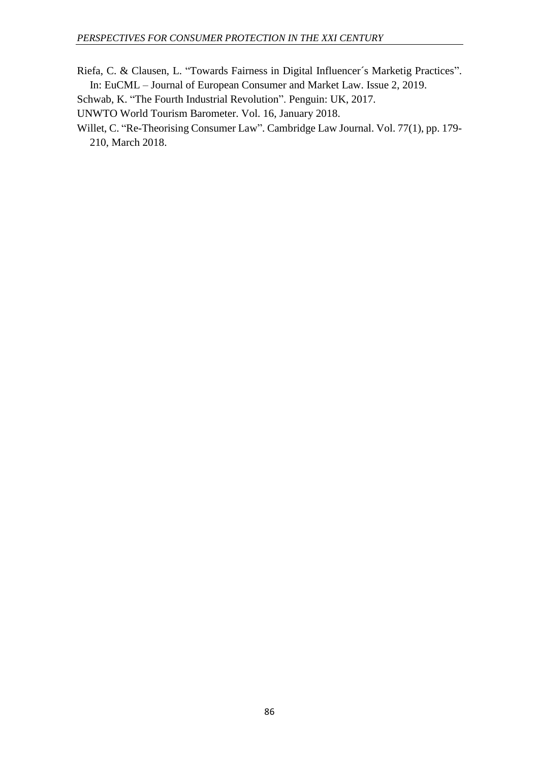Riefa, C. & Clausen, L. "Towards Fairness in Digital Influencer´s Marketig Practices". In: EuCML – Journal of European Consumer and Market Law. Issue 2, 2019.

Schwab, K. "The Fourth Industrial Revolution". Penguin: UK, 2017.

UNWTO World Tourism Barometer. Vol. 16, January 2018.

Willet, C. "Re-Theorising Consumer Law". Cambridge Law Journal. Vol. 77(1), pp. 179-210, March 2018.